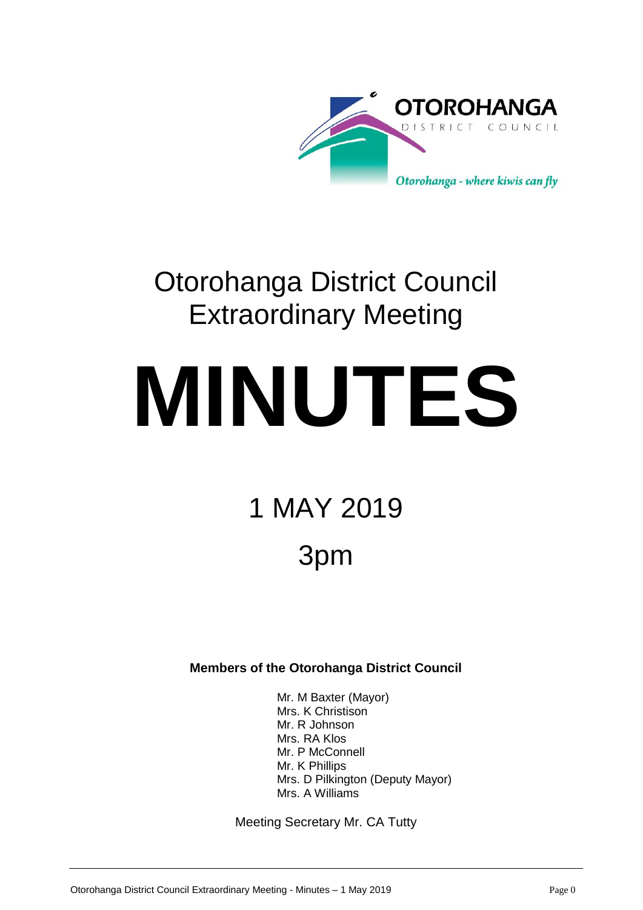OTOROHANGA DISTRICT COUNCIL

*Otorohanga - where kiwis can fly*

# Otorohanga District Council Extraordinary Meeting

# MINUTES

## 1 MAY 2019

## 3pm

**Members of the Otorohanga District Council**

Mr. M Baxter (Mayor)
Mrs. K Christison
Mr. R Johnson
Mrs. RA Klos
Mr. P McConnell
Mr. K Phillips
Mrs. D Pilkington (Deputy Mayor)
Mrs. A Williams

Meeting Secretary Mr. CA Tutty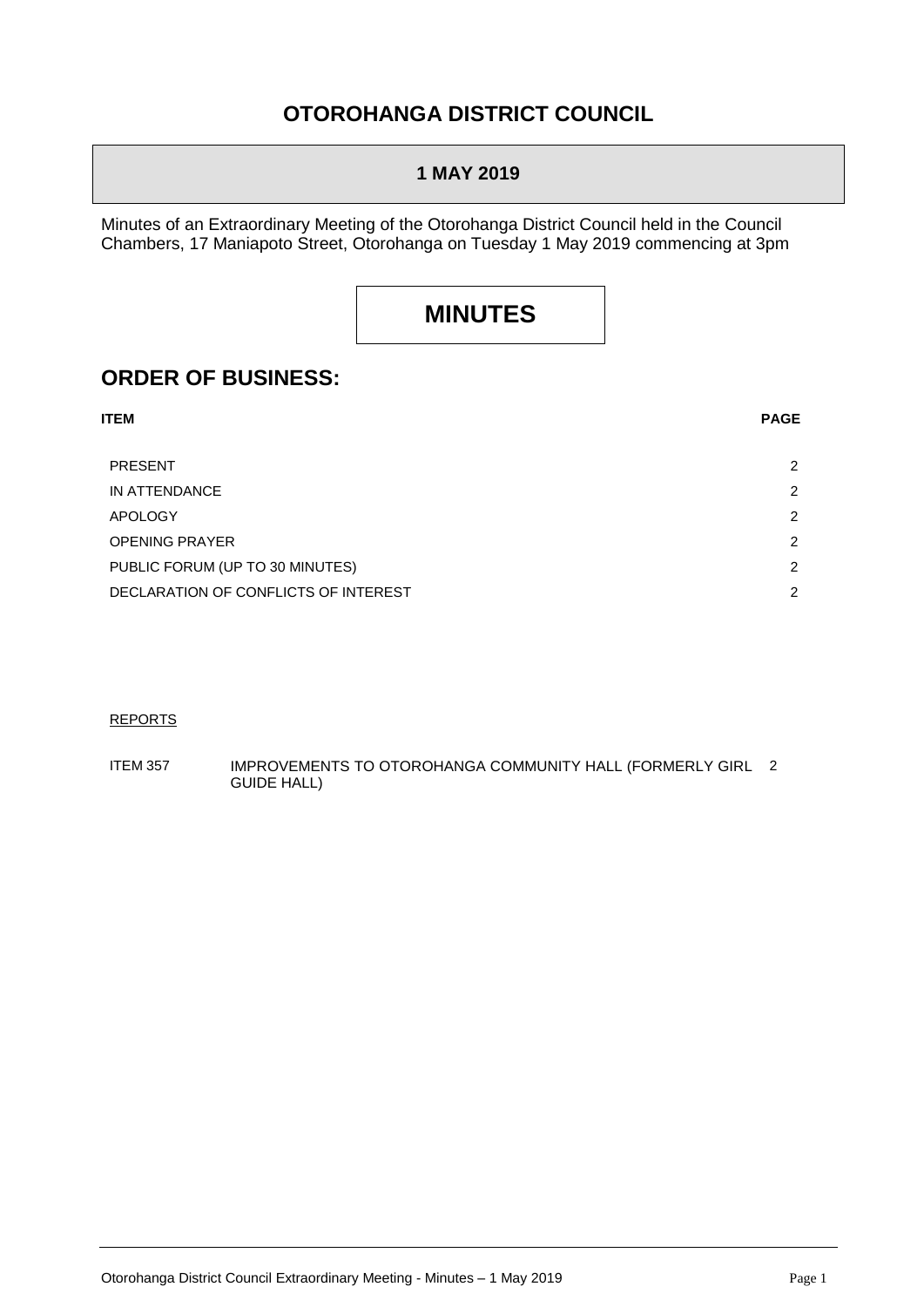# OTOROHANGA DISTRICT COUNCIL

## 1 MAY 2019

Minutes of an Extraordinary Meeting of the Otorohanga District Council held in the Council Chambers, 17 Maniapoto Street, Otorohanga on Tuesday 1 May 2019 commencing at 3pm

# MINUTES

## ORDER OF BUSINESS:

| ITEM | PAGE |
|---|---|
| PRESENT | 2 |
| IN ATTENDANCE | 2 |
| APOLOGY | 2 |
| OPENING PRAYER | 2 |
| PUBLIC FORUM (UP TO 30 MINUTES) | 2 |
| DECLARATION OF CONFLICTS OF INTEREST | 2 |

REPORTS

| | | |
|---|---|---|
| ITEM 357 | IMPROVEMENTS TO OTOROHANGA COMMUNITY HALL (FORMERLY GIRL GUIDE HALL) | 2 |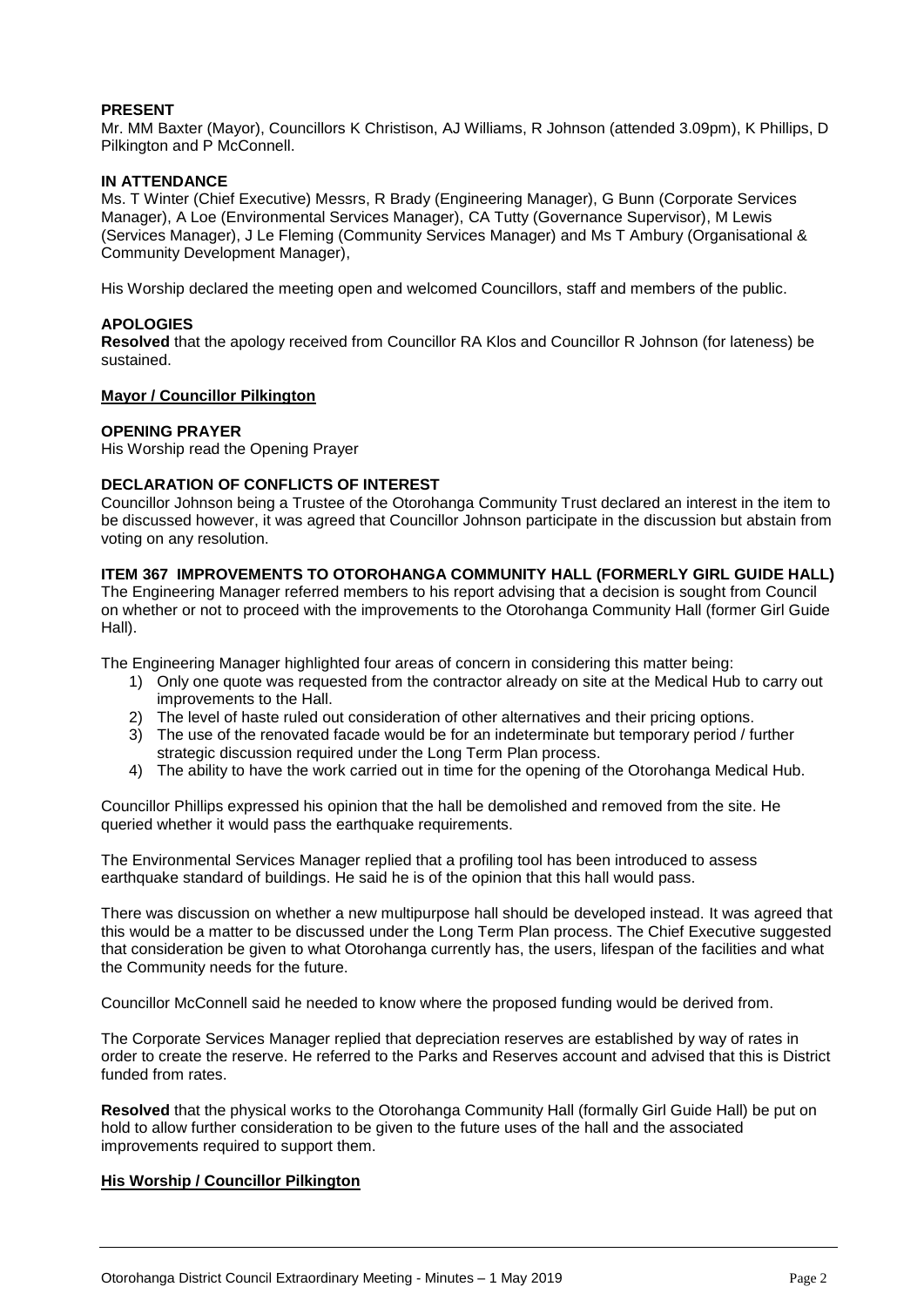**PRESENT**

Mr. MM Baxter (Mayor), Councillors K Christison, AJ Williams, R Johnson (attended 3.09pm), K Phillips, D Pilkington and P McConnell.

**IN ATTENDANCE**

Ms. T Winter (Chief Executive) Messrs, R Brady (Engineering Manager), G Bunn (Corporate Services Manager), A Loe (Environmental Services Manager), CA Tutty (Governance Supervisor), M Lewis (Services Manager), J Le Fleming (Community Services Manager) and Ms T Ambury (Organisational & Community Development Manager),

His Worship declared the meeting open and welcomed Councillors, staff and members of the public.

**APOLOGIES**

**Resolved** that the apology received from Councillor RA Klos and Councillor R Johnson (for lateness) be sustained.

**Mayor / Councillor Pilkington**

**OPENING PRAYER**

His Worship read the Opening Prayer

**DECLARATION OF CONFLICTS OF INTEREST**

Councillor Johnson being a Trustee of the Otorohanga Community Trust declared an interest in the item to be discussed however, it was agreed that Councillor Johnson participate in the discussion but abstain from voting on any resolution.

**ITEM 367 IMPROVEMENTS TO OTOROHANGA COMMUNITY HALL (FORMERLY GIRL GUIDE HALL)**

The Engineering Manager referred members to his report advising that a decision is sought from Council on whether or not to proceed with the improvements to the Otorohanga Community Hall (former Girl Guide Hall).

The Engineering Manager highlighted four areas of concern in considering this matter being:

1) Only one quote was requested from the contractor already on site at the Medical Hub to carry out improvements to the Hall.
2) The level of haste ruled out consideration of other alternatives and their pricing options.
3) The use of the renovated facade would be for an indeterminate but temporary period / further strategic discussion required under the Long Term Plan process.
4) The ability to have the work carried out in time for the opening of the Otorohanga Medical Hub.

Councillor Phillips expressed his opinion that the hall be demolished and removed from the site. He queried whether it would pass the earthquake requirements.

The Environmental Services Manager replied that a profiling tool has been introduced to assess earthquake standard of buildings. He said he is of the opinion that this hall would pass.

There was discussion on whether a new multipurpose hall should be developed instead. It was agreed that this would be a matter to be discussed under the Long Term Plan process. The Chief Executive suggested that consideration be given to what Otorohanga currently has, the users, lifespan of the facilities and what the Community needs for the future.

Councillor McConnell said he needed to know where the proposed funding would be derived from.

The Corporate Services Manager replied that depreciation reserves are established by way of rates in order to create the reserve. He referred to the Parks and Reserves account and advised that this is District funded from rates.

**Resolved** that the physical works to the Otorohanga Community Hall (formally Girl Guide Hall) be put on hold to allow further consideration to be given to the future uses of the hall and the associated improvements required to support them.

**His Worship / Councillor Pilkington**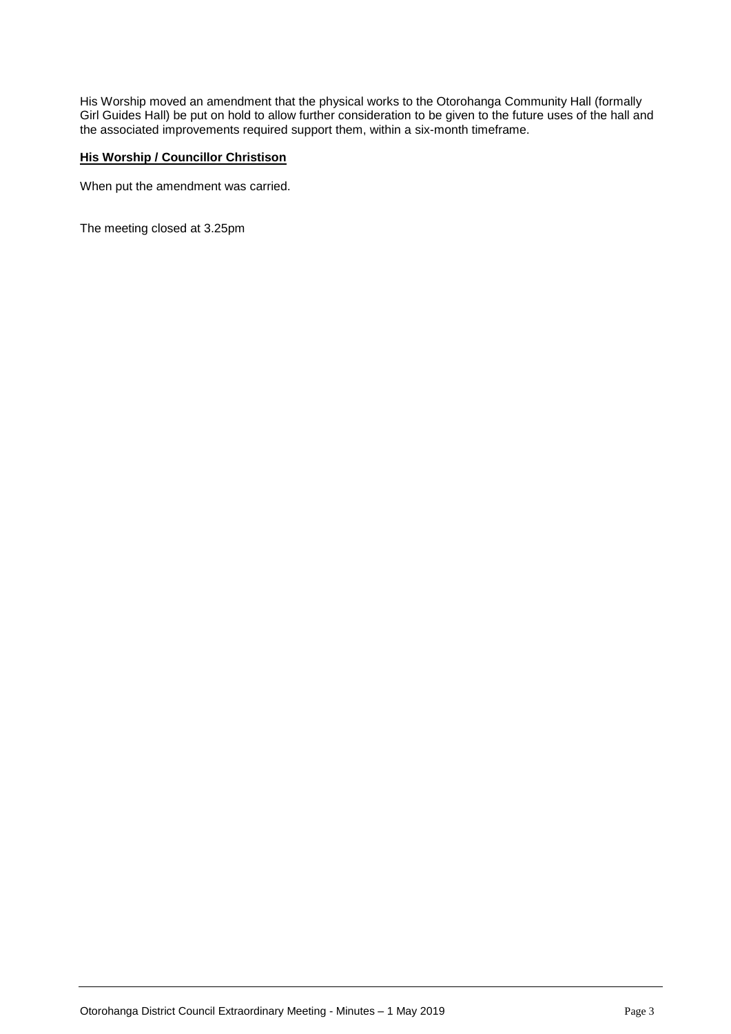His Worship moved an amendment that the physical works to the Otorohanga Community Hall (formally Girl Guides Hall) be put on hold to allow further consideration to be given to the future uses of the hall and the associated improvements required support them, within a six-month timeframe.

**His Worship / Councillor Christison**

When put the amendment was carried.

The meeting closed at 3.25pm